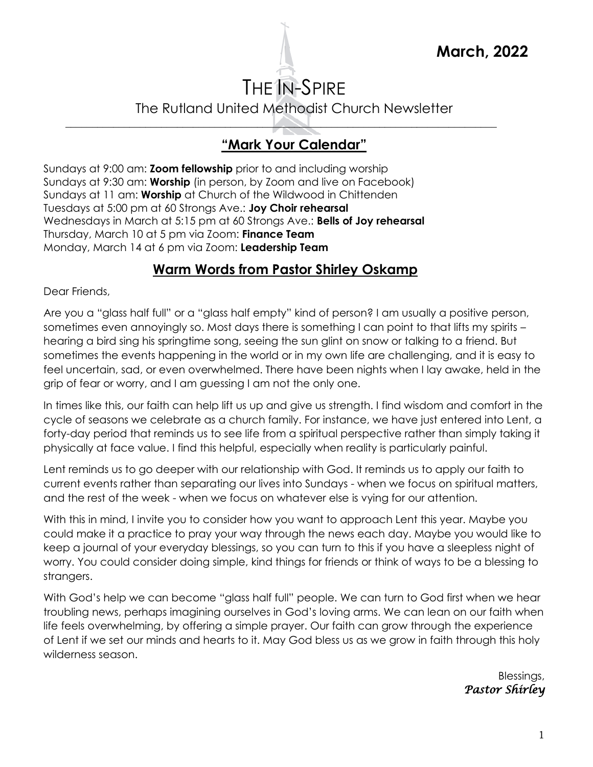**March, 2022**

# THE IN-SPIRE

The Rutland United Methodist Church Newsletter

## "Mark Your Calendar"

Sundays at 9:00 am: **Zoom fellowship** prior to and including worship
Sundays at 9:30 am: **Worship** (in person, by Zoom and live on Facebook)
Sundays at 11 am: **Worship** at Church of the Wildwood in Chittenden
Tuesdays at 5:00 pm at 60 Strongs Ave.: **Joy Choir rehearsal**
Wednesdays in March at 5:15 pm at 60 Strongs Ave.: **Bells of Joy rehearsal**
Thursday, March 10 at 5 pm via Zoom: **Finance Team**
Monday, March 14 at 6 pm via Zoom: **Leadership Team**

## Warm Words from Pastor Shirley Oskamp

Dear Friends,

Are you a "glass half full" or a "glass half empty" kind of person? I am usually a positive person, sometimes even annoyingly so. Most days there is something I can point to that lifts my spirits – hearing a bird sing his springtime song, seeing the sun glint on snow or talking to a friend. But sometimes the events happening in the world or in my own life are challenging, and it is easy to feel uncertain, sad, or even overwhelmed. There have been nights when I lay awake, held in the grip of fear or worry, and I am guessing I am not the only one.

In times like this, our faith can help lift us up and give us strength. I find wisdom and comfort in the cycle of seasons we celebrate as a church family. For instance, we have just entered into Lent, a forty-day period that reminds us to see life from a spiritual perspective rather than simply taking it physically at face value. I find this helpful, especially when reality is particularly painful.

Lent reminds us to go deeper with our relationship with God. It reminds us to apply our faith to current events rather than separating our lives into Sundays - when we focus on spiritual matters, and the rest of the week - when we focus on whatever else is vying for our attention.

With this in mind, I invite you to consider how you want to approach Lent this year. Maybe you could make it a practice to pray your way through the news each day. Maybe you would like to keep a journal of your everyday blessings, so you can turn to this if you have a sleepless night of worry. You could consider doing simple, kind things for friends or think of ways to be a blessing to strangers.

With God's help we can become "glass half full" people. We can turn to God first when we hear troubling news, perhaps imagining ourselves in God's loving arms. We can lean on our faith when life feels overwhelming, by offering a simple prayer. Our faith can grow through the experience of Lent if we set our minds and hearts to it. May God bless us as we grow in faith through this holy wilderness season.

Blessings,
*Pastor Shirley*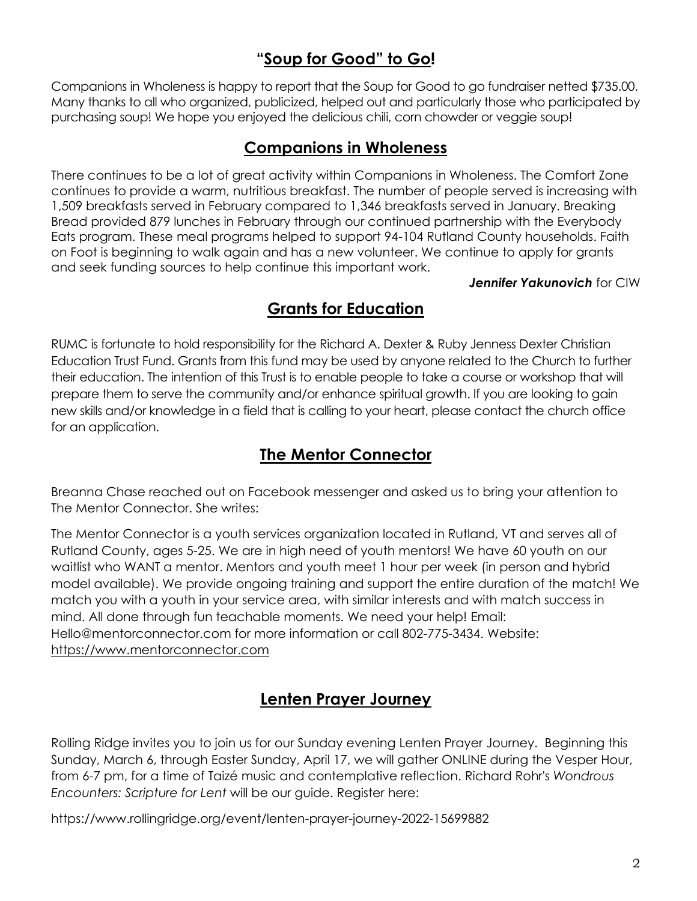## "Soup for Good" to Go!

Companions in Wholeness is happy to report that the Soup for Good to go fundraiser netted $735.00. Many thanks to all who organized, publicized, helped out and particularly those who participated by purchasing soup! We hope you enjoyed the delicious chili, corn chowder or veggie soup!

## Companions in Wholeness

There continues to be a lot of great activity within Companions in Wholeness. The Comfort Zone continues to provide a warm, nutritious breakfast. The number of people served is increasing with 1,509 breakfasts served in February compared to 1,346 breakfasts served in January. Breaking Bread provided 879 lunches in February through our continued partnership with the Everybody Eats program. These meal programs helped to support 94-104 Rutland County households. Faith on Foot is beginning to walk again and has a new volunteer. We continue to apply for grants and seek funding sources to help continue this important work.

***Jennifer Yakunovich*** for CIW

## Grants for Education

RUMC is fortunate to hold responsibility for the Richard A. Dexter & Ruby Jenness Dexter Christian Education Trust Fund. Grants from this fund may be used by anyone related to the Church to further their education. The intention of this Trust is to enable people to take a course or workshop that will prepare them to serve the community and/or enhance spiritual growth. If you are looking to gain new skills and/or knowledge in a field that is calling to your heart, please contact the church office for an application.

## The Mentor Connector

Breanna Chase reached out on Facebook messenger and asked us to bring your attention to The Mentor Connector. She writes:

The Mentor Connector is a youth services organization located in Rutland, VT and serves all of Rutland County, ages 5-25. We are in high need of youth mentors! We have 60 youth on our waitlist who WANT a mentor. Mentors and youth meet 1 hour per week (in person and hybrid model available). We provide ongoing training and support the entire duration of the match! We match you with a youth in your service area, with similar interests and with match success in mind. All done through fun teachable moments. We need your help! Email: Hello@mentorconnector.com for more information or call 802-775-3434. Website: https://www.mentorconnector.com

## Lenten Prayer Journey

Rolling Ridge invites you to join us for our Sunday evening Lenten Prayer Journey. Beginning this Sunday, March 6, through Easter Sunday, April 17, we will gather ONLINE during the Vesper Hour, from 6-7 pm, for a time of Taizé music and contemplative reflection. Richard Rohr's *Wondrous Encounters: Scripture for Lent* will be our guide. Register here:

https://www.rollingridge.org/event/lenten-prayer-journey-2022-15699882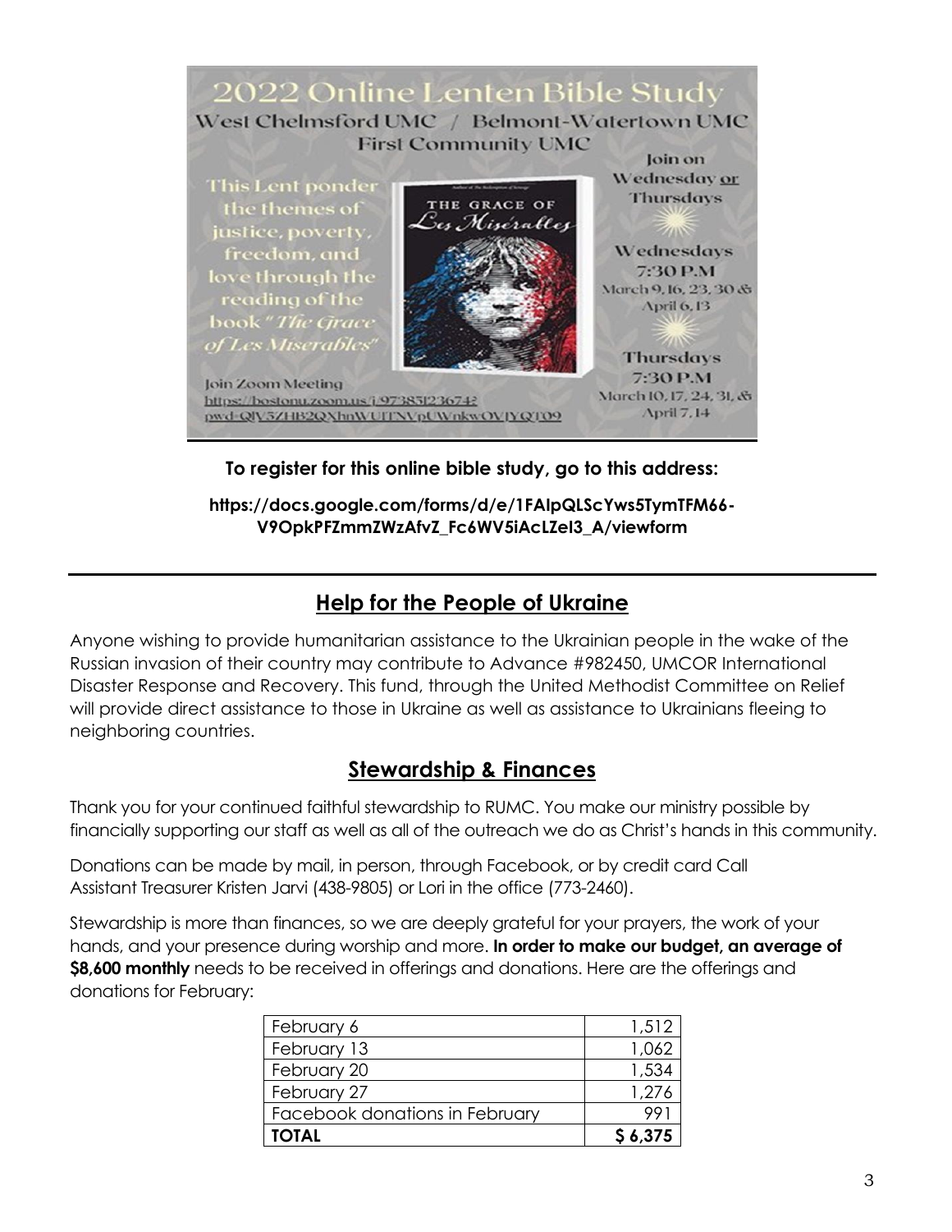# 2022 Online Lenten Bible Study

West Chelmsford UMC / Belmont-Watertown UMC
First Community UMC

This Lent ponder the themes of justice, poverty, freedom, and love through the reading of the book "*The Grace of Les Miserables*"

THE GRACE OF *Les Misérables*

Join on Wednesday or Thursdays

Wednesdays
7:30 P.M
March 9, 16, 23, 30 & April 6, 13

Thursdays
7:30 P.M
March 10, 17, 24, 31, & April 7, 14

Join Zoom Meeting
https://bostonu.zoom.us/j/97385123674?pwd=QlV5ZHB2QXhnWUlTNVpUWnkwOVJYQT09

**To register for this online bible study, go to this address:**

**https://docs.google.com/forms/d/e/1FAIpQLScYws5TymTFM66-V9OpkPFZmmZWzAfvZ_Fc6WV5iAcLZeI3_A/viewform**

---

## Help for the People of Ukraine

Anyone wishing to provide humanitarian assistance to the Ukrainian people in the wake of the Russian invasion of their country may contribute to Advance #982450, UMCOR International Disaster Response and Recovery. This fund, through the United Methodist Committee on Relief will provide direct assistance to those in Ukraine as well as assistance to Ukrainians fleeing to neighboring countries.

## Stewardship & Finances

Thank you for your continued faithful stewardship to RUMC. You make our ministry possible by financially supporting our staff as well as all of the outreach we do as Christ's hands in this community.

Donations can be made by mail, in person, through Facebook, or by credit card Call Assistant Treasurer Kristen Jarvi (438-9805) or Lori in the office (773-2460).

Stewardship is more than finances, so we are deeply grateful for your prayers, the work of your hands, and your presence during worship and more. **In order to make our budget, an average of $8,600 monthly** needs to be received in offerings and donations. Here are the offerings and donations for February:

| | |
|---|---:|
| February 6 | 1,512 |
| February 13 | 1,062 |
| February 20 | 1,534 |
| February 27 | 1,276 |
| Facebook donations in February | 991 |
| **TOTAL** | **$ 6,375** |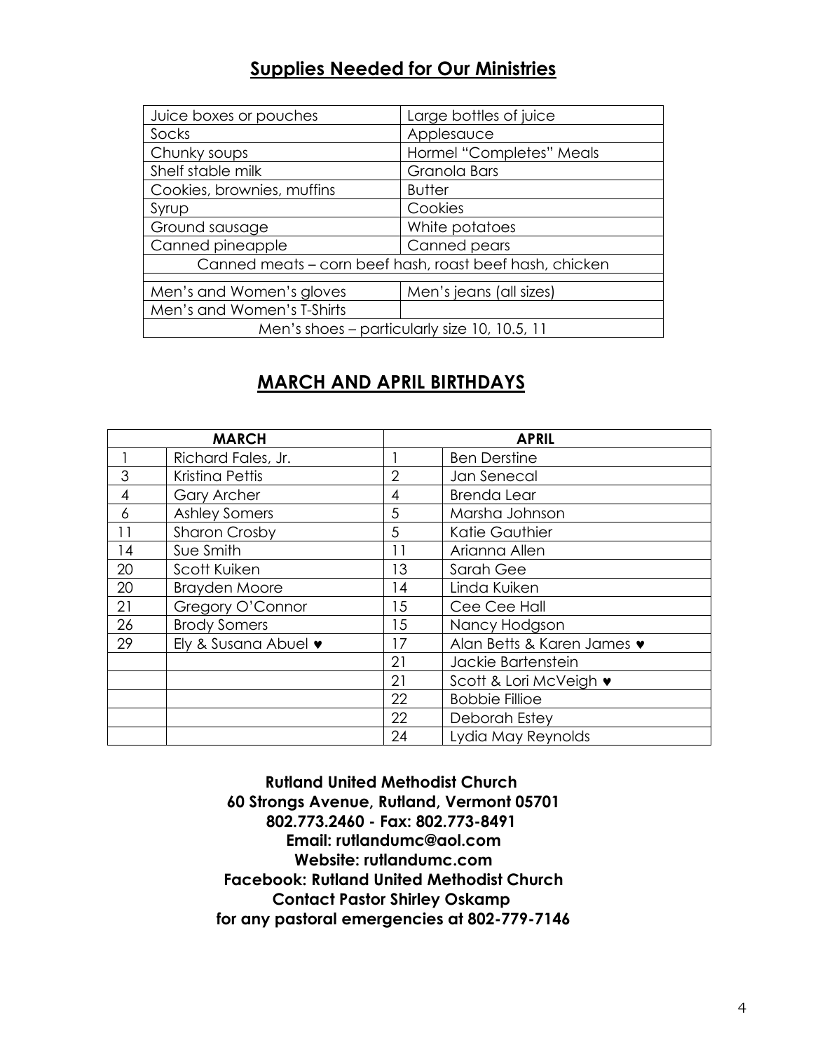## Supplies Needed for Our Ministries

| | |
|---|---|
| Juice boxes or pouches | Large bottles of juice |
| Socks | Applesauce |
| Chunky soups | Hormel "Completes" Meals |
| Shelf stable milk | Granola Bars |
| Cookies, brownies, muffins | Butter |
| Syrup | Cookies |
| Ground sausage | White potatoes |
| Canned pineapple | Canned pears |
| Canned meats – corn beef hash, roast beef hash, chicken | |
| | |
| Men's and Women's gloves | Men's jeans (all sizes) |
| Men's and Women's T-Shirts | |
| Men's shoes – particularly size 10, 10.5, 11 | |

## MARCH AND APRIL BIRTHDAYS

| MARCH | | APRIL | |
|---|---|---|---|
| 1 | Richard Fales, Jr. | 1 | Ben Derstine |
| 3 | Kristina Pettis | 2 | Jan Senecal |
| 4 | Gary Archer | 4 | Brenda Lear |
| 6 | Ashley Somers | 5 | Marsha Johnson |
| 11 | Sharon Crosby | 5 | Katie Gauthier |
| 14 | Sue Smith | 11 | Arianna Allen |
| 20 | Scott Kuiken | 13 | Sarah Gee |
| 20 | Brayden Moore | 14 | Linda Kuiken |
| 21 | Gregory O'Connor | 15 | Cee Cee Hall |
| 26 | Brody Somers | 15 | Nancy Hodgson |
| 29 | Ely & Susana Abuel ♥ | 17 | Alan Betts & Karen James ♥ |
| | | 21 | Jackie Bartenstein |
| | | 21 | Scott & Lori McVeigh ♥ |
| | | 22 | Bobbie Fillioe |
| | | 22 | Deborah Estey |
| | | 24 | Lydia May Reynolds |

**Rutland United Methodist Church**
**60 Strongs Avenue, Rutland, Vermont 05701**
**802.773.2460 - Fax: 802.773-8491**
**Email: rutlandumc@aol.com**
**Website: rutlandumc.com**
**Facebook: Rutland United Methodist Church**
**Contact Pastor Shirley Oskamp**
**for any pastoral emergencies at 802-779-7146**